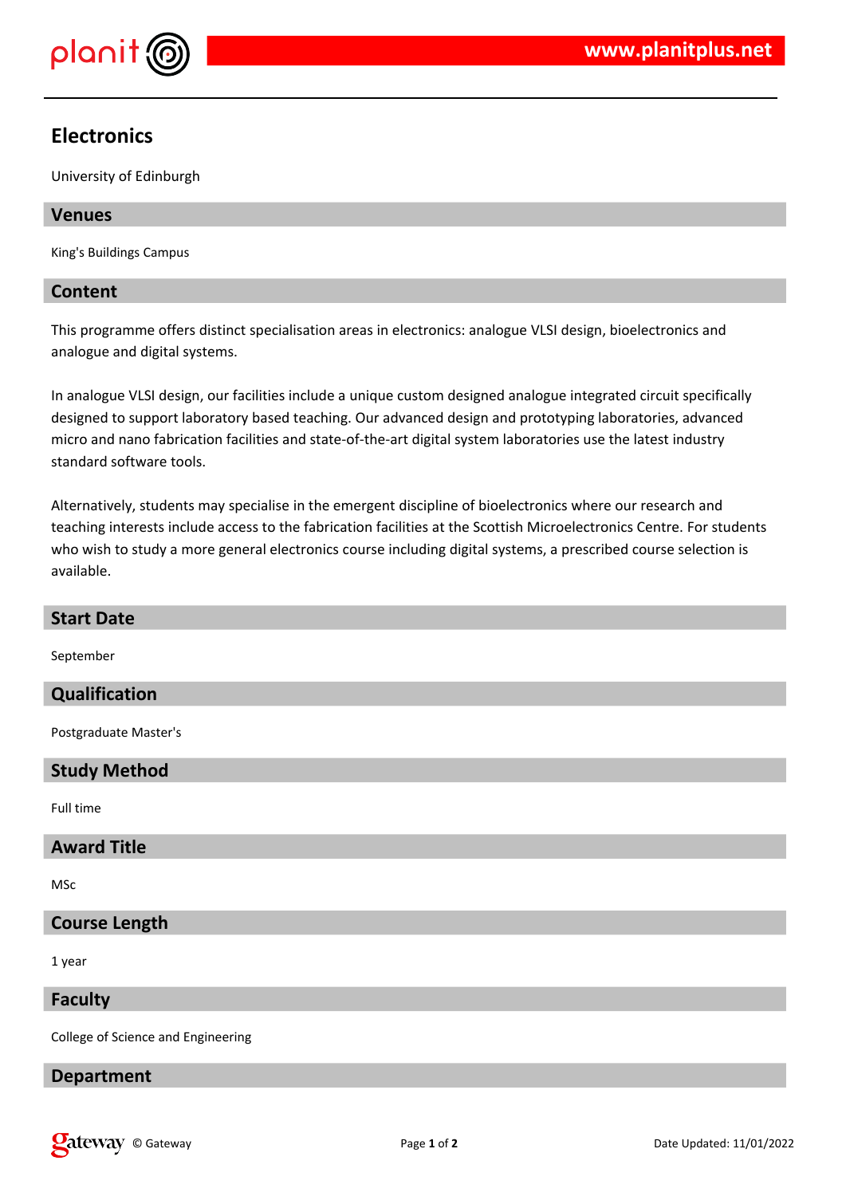# Electronics

University of Edinburgh

## Venues

King's Buildings Campus

## Content

This programme offers distinct specialisation areas in electronics: analogue VLSI design, bioelectronics and analogue and digital systems.

In analogue VLSI design, our facilities include a unique custom designed analogue integrated circuit specifically designed to support laboratory based teaching. Our advanced design and prototyping laboratories, advanced micro and nano fabrication facilities and state-of-the-art digital system laboratories use the latest industry standard software tools.

Alternatively, students may specialise in the emergent discipline of bioelectronics where our research and teaching interests include access to the fabrication facilities at the Scottish Microelectronics Centre. For students who wish to study a more general electronics course including digital systems, a prescribed course selection is available.

## Start Date

September

## Qualification

Postgraduate Master's

## Study Method

Full time

## Award Title

MSc

## Course Length

1 year

## Faculty

College of Science and Engineering

## Department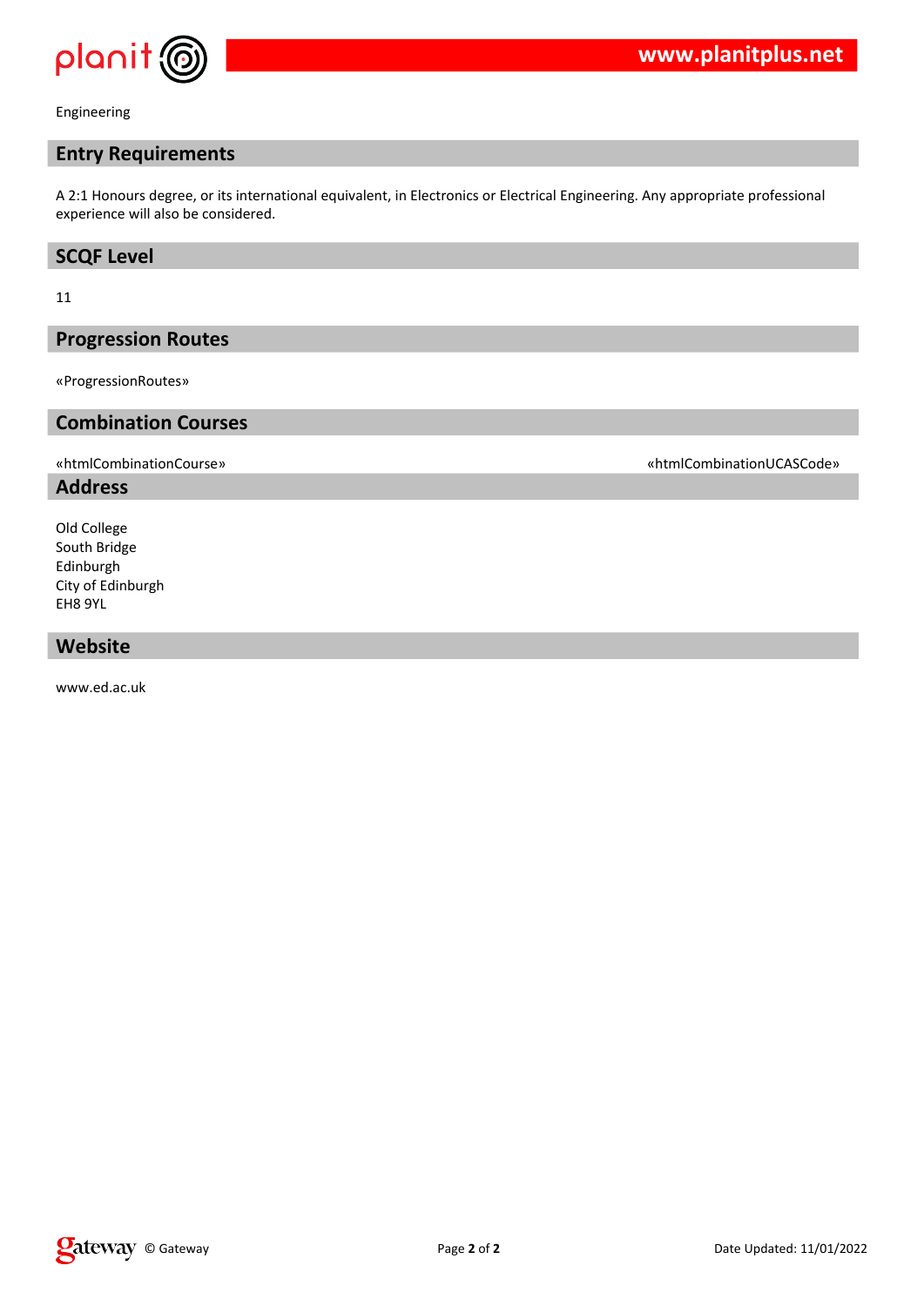Engineering

## Entry Requirements

A 2:1 Honours degree, or its international equivalent, in Electronics or Electrical Engineering. Any appropriate professional experience will also be considered.

## SCQF Level

11

## Progression Routes

«ProgressionRoutes»

## Combination Courses

«htmlCombinationCourse» «htmlCombinationUCASCode»

## Address

Old College
South Bridge
Edinburgh
City of Edinburgh
EH8 9YL

## Website

www.ed.ac.uk

Date Updated: 11/01/2022